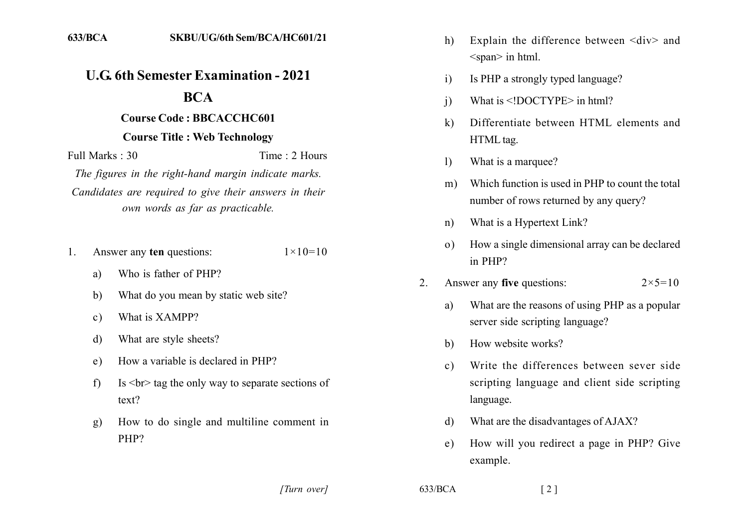633/BCA SKBU/UG/6th Sem/BCA/HC601/21

# U.G. 6th Semester Examination - 2021

## BCA

### Course Code : BBCACCHC601

### Course Title : Web Technology

Full Marks : 30 Time : 2 Hours

*The figures in the right-hand margin indicate marks.*

*Candidates are required to give their answers in their own words as far as practicable.*

1. Answer any **ten** questions: $1\times10=10$

   a) Who is father of PHP?

   b) What do you mean by static web site?

   c) What is XAMPP?

   d) What are style sheets?

   e) How a variable is declared in PHP?

   f) Is <br> tag the only way to separate sections of text?

   g) How to do single and multiline comment in PHP?

   h) Explain the difference between <div> and <span> in html.

   i) Is PHP a strongly typed language?

   j) What is <!DOCTYPE> in html?

   k) Differentiate between HTML elements and HTML tag.

   l) What is a marquee?

   m) Which function is used in PHP to count the total number of rows returned by any query?

   n) What is a Hypertext Link?

   o) How a single dimensional array can be declared in PHP?

2. Answer any **five** questions: $2\times5=10$

   a) What are the reasons of using PHP as a popular server side scripting language?

   b) How website works?

   c) Write the differences between sever side scripting language and client side scripting language.

   d) What are the disadvantages of AJAX?

   e) How will you redirect a page in PHP? Give example.

[Turn over]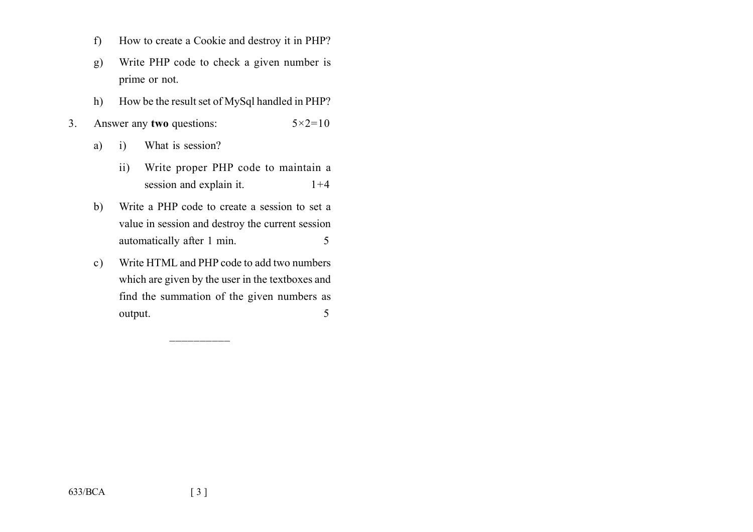f) How to create a Cookie and destroy it in PHP?

g) Write PHP code to check a given number is prime or not.

h) How be the result set of MySql handled in PHP?

3. Answer any **two** questions: $5 \times 2 = 10$

a) i) What is session?

ii) Write proper PHP code to maintain a session and explain it. 1+4

b) Write a PHP code to create a session to set a value in session and destroy the current session automatically after 1 min. 5

c) Write HTML and PHP code to add two numbers which are given by the user in the textboxes and find the summation of the given numbers as output. 5

---